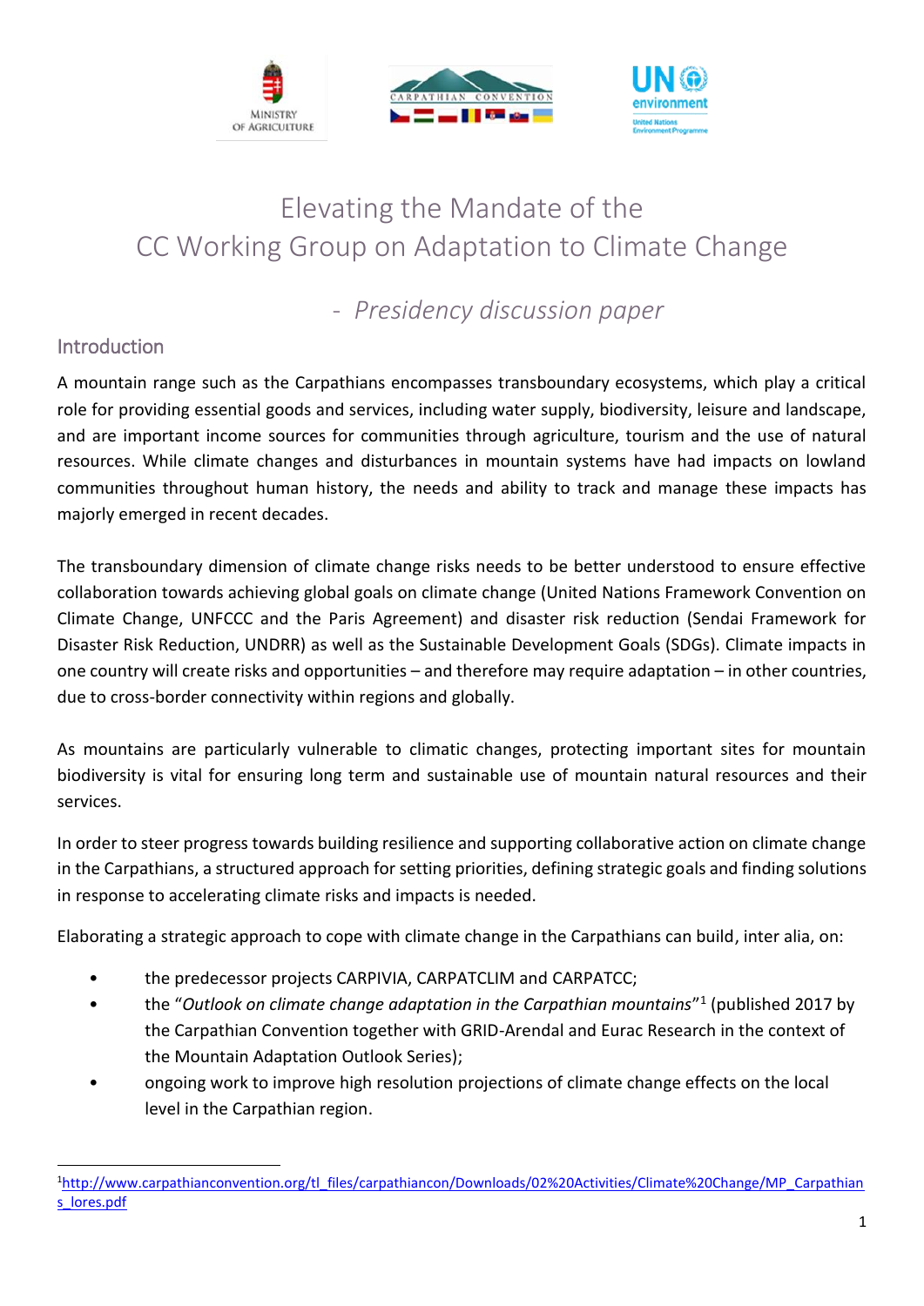# Elevating the Mandate of the CC Working Group on Adaptation to Climate Change

*- Presidency discussion paper*

## Introduction

A mountain range such as the Carpathians encompasses transboundary ecosystems, which play a critical role for providing essential goods and services, including water supply, biodiversity, leisure and landscape, and are important income sources for communities through agriculture, tourism and the use of natural resources. While climate changes and disturbances in mountain systems have had impacts on lowland communities throughout human history, the needs and ability to track and manage these impacts has majorly emerged in recent decades.

The transboundary dimension of climate change risks needs to be better understood to ensure effective collaboration towards achieving global goals on climate change (United Nations Framework Convention on Climate Change, UNFCCC and the Paris Agreement) and disaster risk reduction (Sendai Framework for Disaster Risk Reduction, UNDRR) as well as the Sustainable Development Goals (SDGs). Climate impacts in one country will create risks and opportunities – and therefore may require adaptation – in other countries, due to cross-border connectivity within regions and globally.

As mountains are particularly vulnerable to climatic changes, protecting important sites for mountain biodiversity is vital for ensuring long term and sustainable use of mountain natural resources and their services.

In order to steer progress towards building resilience and supporting collaborative action on climate change in the Carpathians, a structured approach for setting priorities, defining strategic goals and finding solutions in response to accelerating climate risks and impacts is needed.

Elaborating a strategic approach to cope with climate change in the Carpathians can build, inter alia, on:

- the predecessor projects CARPIVIA, CARPATCLIM and CARPATCC;
- the "*Outlook on climate change adaptation in the Carpathian mountains*"[1] (published 2017 by the Carpathian Convention together with GRID-Arendal and Eurac Research in the context of the Mountain Adaptation Outlook Series);
- ongoing work to improve high resolution projections of climate change effects on the local level in the Carpathian region.

[1] http://www.carpathianconvention.org/tl_files/carpathiancon/Downloads/02%20Activities/Climate%20Change/MP_Carpathians_lores.pdf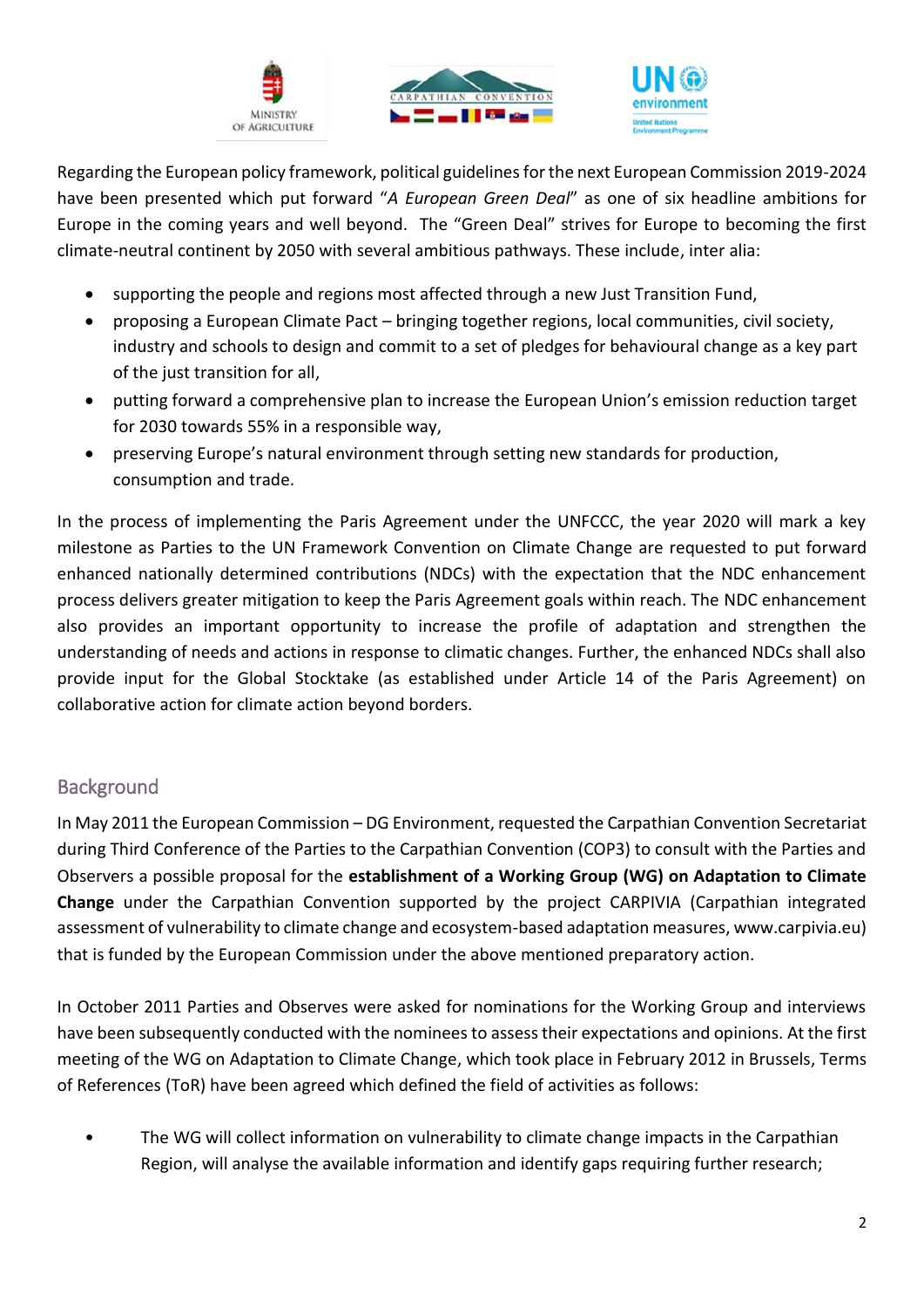Regarding the European policy framework, political guidelines for the next European Commission 2019-2024 have been presented which put forward "*A European Green Deal*" as one of six headline ambitions for Europe in the coming years and well beyond. The "Green Deal" strives for Europe to becoming the first climate-neutral continent by 2050 with several ambitious pathways. These include, inter alia:

- supporting the people and regions most affected through a new Just Transition Fund,
- proposing a European Climate Pact – bringing together regions, local communities, civil society, industry and schools to design and commit to a set of pledges for behavioural change as a key part of the just transition for all,
- putting forward a comprehensive plan to increase the European Union's emission reduction target for 2030 towards 55% in a responsible way,
- preserving Europe's natural environment through setting new standards for production, consumption and trade.

In the process of implementing the Paris Agreement under the UNFCCC, the year 2020 will mark a key milestone as Parties to the UN Framework Convention on Climate Change are requested to put forward enhanced nationally determined contributions (NDCs) with the expectation that the NDC enhancement process delivers greater mitigation to keep the Paris Agreement goals within reach. The NDC enhancement also provides an important opportunity to increase the profile of adaptation and strengthen the understanding of needs and actions in response to climatic changes. Further, the enhanced NDCs shall also provide input for the Global Stocktake (as established under Article 14 of the Paris Agreement) on collaborative action for climate action beyond borders.

## Background

In May 2011 the European Commission – DG Environment, requested the Carpathian Convention Secretariat during Third Conference of the Parties to the Carpathian Convention (COP3) to consult with the Parties and Observers a possible proposal for the **establishment of a Working Group (WG) on Adaptation to Climate Change** under the Carpathian Convention supported by the project CARPIVIA (Carpathian integrated assessment of vulnerability to climate change and ecosystem-based adaptation measures, www.carpivia.eu) that is funded by the European Commission under the above mentioned preparatory action.

In October 2011 Parties and Observes were asked for nominations for the Working Group and interviews have been subsequently conducted with the nominees to assess their expectations and opinions. At the first meeting of the WG on Adaptation to Climate Change, which took place in February 2012 in Brussels, Terms of References (ToR) have been agreed which defined the field of activities as follows:

- The WG will collect information on vulnerability to climate change impacts in the Carpathian Region, will analyse the available information and identify gaps requiring further research;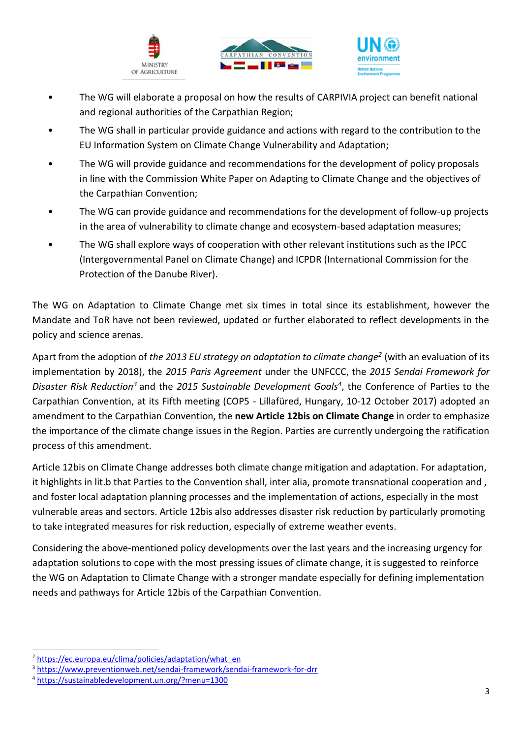- The WG will elaborate a proposal on how the results of CARPIVIA project can benefit national and regional authorities of the Carpathian Region;
- The WG shall in particular provide guidance and actions with regard to the contribution to the EU Information System on Climate Change Vulnerability and Adaptation;
- The WG will provide guidance and recommendations for the development of policy proposals in line with the Commission White Paper on Adapting to Climate Change and the objectives of the Carpathian Convention;
- The WG can provide guidance and recommendations for the development of follow-up projects in the area of vulnerability to climate change and ecosystem-based adaptation measures;
- The WG shall explore ways of cooperation with other relevant institutions such as the IPCC (Intergovernmental Panel on Climate Change) and ICPDR (International Commission for the Protection of the Danube River).

The WG on Adaptation to Climate Change met six times in total since its establishment, however the Mandate and ToR have not been reviewed, updated or further elaborated to reflect developments in the policy and science arenas.

Apart from the adoption of *the 2013 EU strategy on adaptation to climate change*[2] (with an evaluation of its implementation by 2018), the *2015 Paris Agreement* under the UNFCCC, the *2015 Sendai Framework for Disaster Risk Reduction*[3] and the *2015 Sustainable Development Goals*[4], the Conference of Parties to the Carpathian Convention, at its Fifth meeting (COP5 - Lillafüred, Hungary, 10-12 October 2017) adopted an amendment to the Carpathian Convention, the **new Article 12bis on Climate Change** in order to emphasize the importance of the climate change issues in the Region. Parties are currently undergoing the ratification process of this amendment.

Article 12bis on Climate Change addresses both climate change mitigation and adaptation. For adaptation, it highlights in lit.b that Parties to the Convention shall, inter alia, promote transnational cooperation and , and foster local adaptation planning processes and the implementation of actions, especially in the most vulnerable areas and sectors. Article 12bis also addresses disaster risk reduction by particularly promoting to take integrated measures for risk reduction, especially of extreme weather events.

Considering the above-mentioned policy developments over the last years and the increasing urgency for adaptation solutions to cope with the most pressing issues of climate change, it is suggested to reinforce the WG on Adaptation to Climate Change with a stronger mandate especially for defining implementation needs and pathways for Article 12bis of the Carpathian Convention.

---

[2] https://ec.europa.eu/clima/policies/adaptation/what_en

[3] https://www.preventionweb.net/sendai-framework/sendai-framework-for-drr

[4] https://sustainabledevelopment.un.org/?menu=1300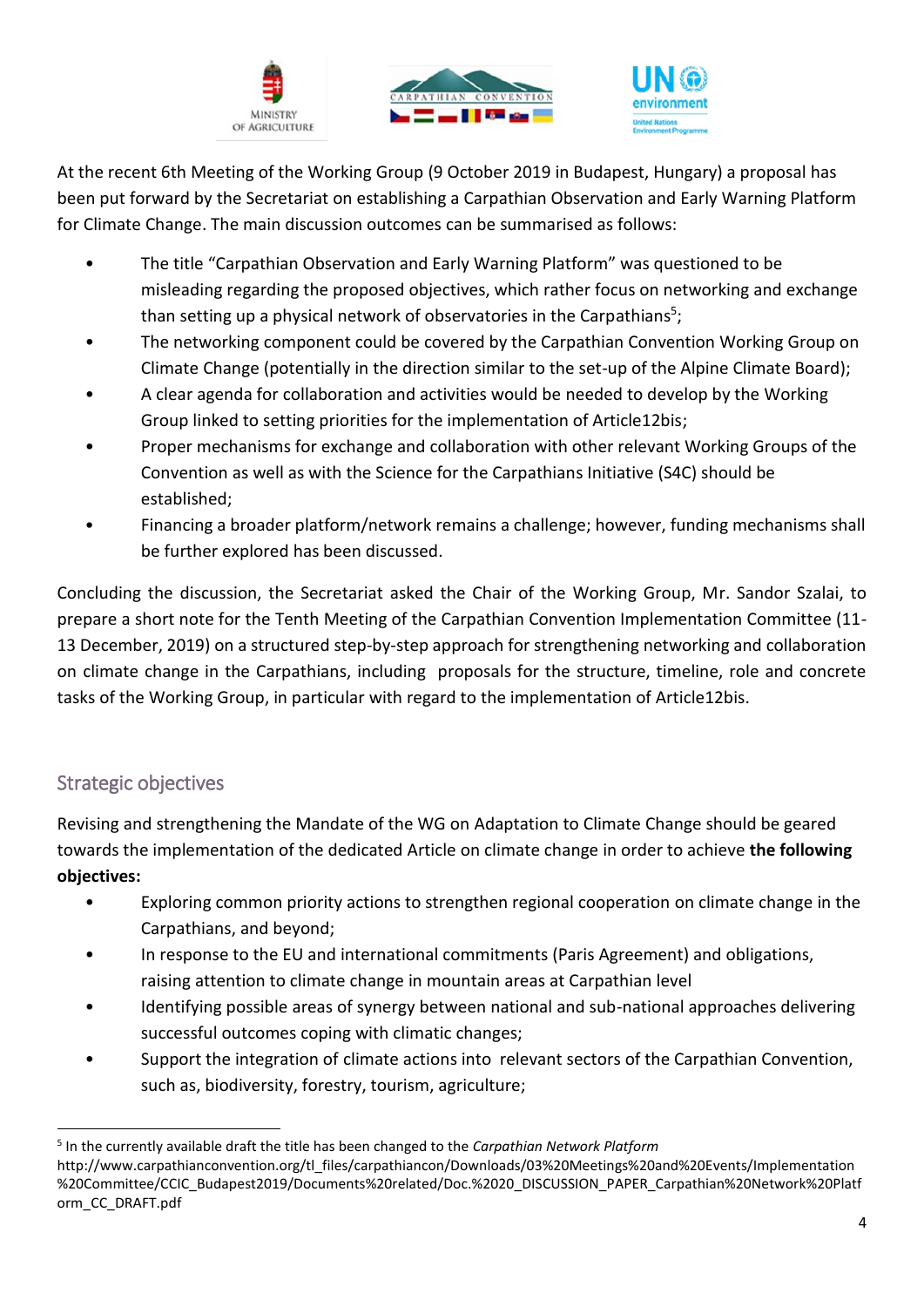At the recent 6th Meeting of the Working Group (9 October 2019 in Budapest, Hungary) a proposal has been put forward by the Secretariat on establishing a Carpathian Observation and Early Warning Platform for Climate Change. The main discussion outcomes can be summarised as follows:

- The title "Carpathian Observation and Early Warning Platform" was questioned to be misleading regarding the proposed objectives, which rather focus on networking and exchange than setting up a physical network of observatories in the Carpathians[5];
- The networking component could be covered by the Carpathian Convention Working Group on Climate Change (potentially in the direction similar to the set-up of the Alpine Climate Board);
- A clear agenda for collaboration and activities would be needed to develop by the Working Group linked to setting priorities for the implementation of Article12bis;
- Proper mechanisms for exchange and collaboration with other relevant Working Groups of the Convention as well as with the Science for the Carpathians Initiative (S4C) should be established;
- Financing a broader platform/network remains a challenge; however, funding mechanisms shall be further explored has been discussed.

Concluding the discussion, the Secretariat asked the Chair of the Working Group, Mr. Sandor Szalai, to prepare a short note for the Tenth Meeting of the Carpathian Convention Implementation Committee (11-13 December, 2019) on a structured step-by-step approach for strengthening networking and collaboration on climate change in the Carpathians, including proposals for the structure, timeline, role and concrete tasks of the Working Group, in particular with regard to the implementation of Article12bis.

## Strategic objectives

Revising and strengthening the Mandate of the WG on Adaptation to Climate Change should be geared towards the implementation of the dedicated Article on climate change in order to achieve **the following objectives:**

- Exploring common priority actions to strengthen regional cooperation on climate change in the Carpathians, and beyond;
- In response to the EU and international commitments (Paris Agreement) and obligations, raising attention to climate change in mountain areas at Carpathian level
- Identifying possible areas of synergy between national and sub-national approaches delivering successful outcomes coping with climatic changes;
- Support the integration of climate actions into relevant sectors of the Carpathian Convention, such as, biodiversity, forestry, tourism, agriculture;

[5] In the currently available draft the title has been changed to the *Carpathian Network Platform* http://www.carpathianconvention.org/tl_files/carpathiancon/Downloads/03%20Meetings%20and%20Events/Implementation%20Committee/CCIC_Budapest2019/Documents%20related/Doc.%2020_DISCUSSION_PAPER_Carpathian%20Network%20Platform_CC_DRAFT.pdf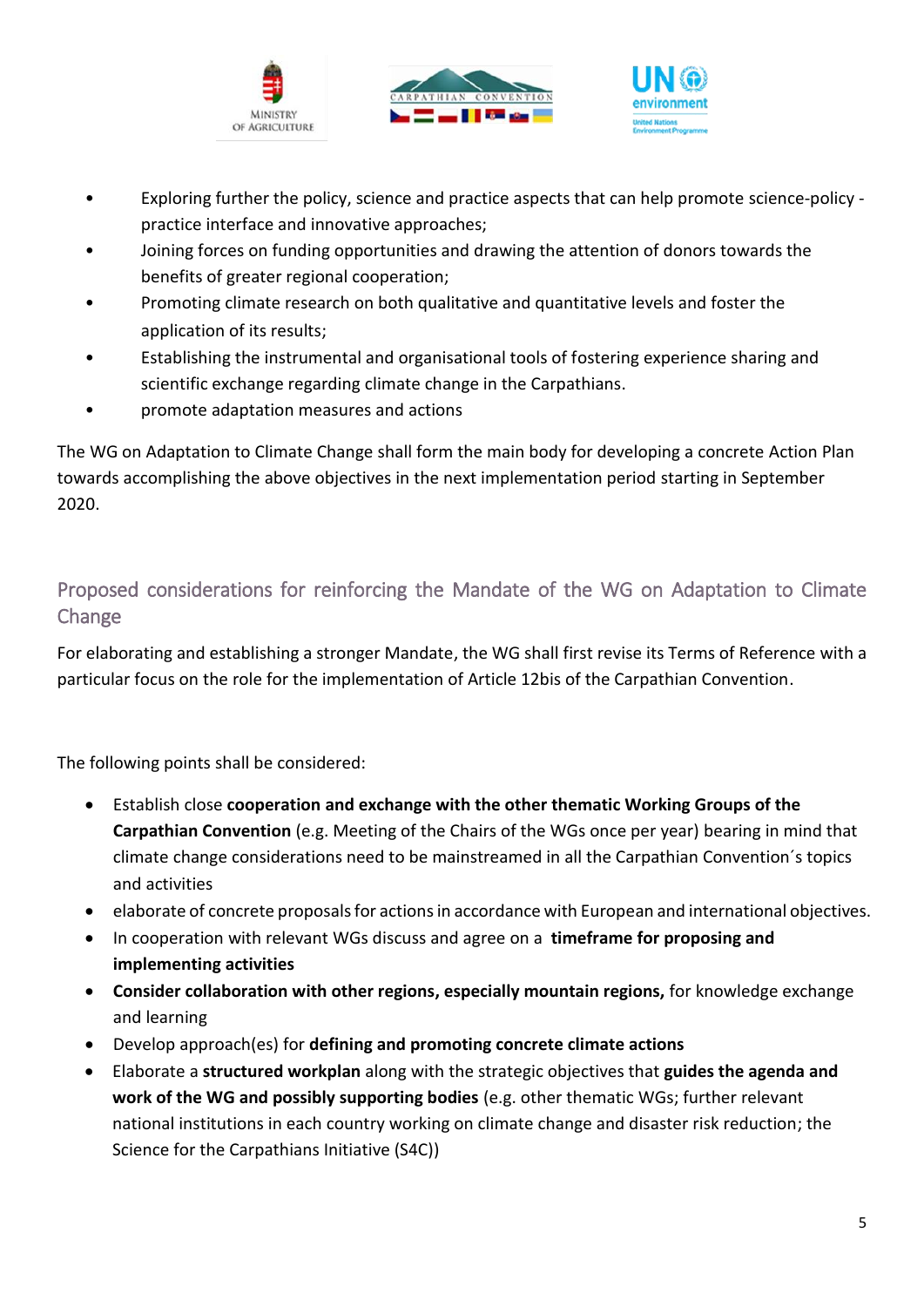- Exploring further the policy, science and practice aspects that can help promote science-policy - practice interface and innovative approaches;
- Joining forces on funding opportunities and drawing the attention of donors towards the benefits of greater regional cooperation;
- Promoting climate research on both qualitative and quantitative levels and foster the application of its results;
- Establishing the instrumental and organisational tools of fostering experience sharing and scientific exchange regarding climate change in the Carpathians.
- promote adaptation measures and actions

The WG on Adaptation to Climate Change shall form the main body for developing a concrete Action Plan towards accomplishing the above objectives in the next implementation period starting in September 2020.

## Proposed considerations for reinforcing the Mandate of the WG on Adaptation to Climate Change

For elaborating and establishing a stronger Mandate, the WG shall first revise its Terms of Reference with a particular focus on the role for the implementation of Article 12bis of the Carpathian Convention.

The following points shall be considered:

- Establish close **cooperation and exchange with the other thematic Working Groups of the Carpathian Convention** (e.g. Meeting of the Chairs of the WGs once per year) bearing in mind that climate change considerations need to be mainstreamed in all the Carpathian Convention´s topics and activities
- elaborate of concrete proposals for actions in accordance with European and international objectives.
- In cooperation with relevant WGs discuss and agree on a **timeframe for proposing and implementing activities**
- **Consider collaboration with other regions, especially mountain regions,** for knowledge exchange and learning
- Develop approach(es) for **defining and promoting concrete climate actions**
- Elaborate a **structured workplan** along with the strategic objectives that **guides the agenda and work of the WG and possibly supporting bodies** (e.g. other thematic WGs; further relevant national institutions in each country working on climate change and disaster risk reduction; the Science for the Carpathians Initiative (S4C))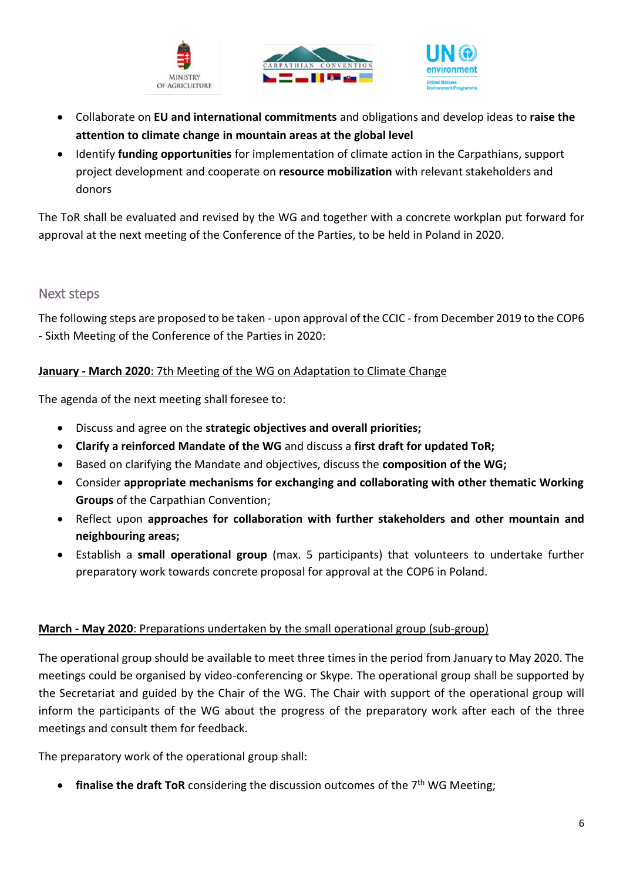- Collaborate on **EU and international commitments** and obligations and develop ideas to **raise the attention to climate change in mountain areas at the global level**
- Identify **funding opportunities** for implementation of climate action in the Carpathians, support project development and cooperate on **resource mobilization** with relevant stakeholders and donors

The ToR shall be evaluated and revised by the WG and together with a concrete workplan put forward for approval at the next meeting of the Conference of the Parties, to be held in Poland in 2020.

## Next steps

The following steps are proposed to be taken - upon approval of the CCIC - from December 2019 to the COP6 - Sixth Meeting of the Conference of the Parties in 2020:

<u>**January - March 2020**: 7th Meeting of the WG on Adaptation to Climate Change</u>

The agenda of the next meeting shall foresee to:

- Discuss and agree on the **strategic objectives and overall priorities;**
- **Clarify a reinforced Mandate of the WG** and discuss a **first draft for updated ToR;**
- Based on clarifying the Mandate and objectives, discuss the **composition of the WG;**
- Consider **appropriate mechanisms for exchanging and collaborating with other thematic Working Groups** of the Carpathian Convention;
- Reflect upon **approaches for collaboration with further stakeholders and other mountain and neighbouring areas;**
- Establish a **small operational group** (max. 5 participants) that volunteers to undertake further preparatory work towards concrete proposal for approval at the COP6 in Poland.

<u>**March - May 2020**: Preparations undertaken by the small operational group (sub-group)</u>

The operational group should be available to meet three times in the period from January to May 2020. The meetings could be organised by video-conferencing or Skype. The operational group shall be supported by the Secretariat and guided by the Chair of the WG. The Chair with support of the operational group will inform the participants of the WG about the progress of the preparatory work after each of the three meetings and consult them for feedback.

The preparatory work of the operational group shall:

- **finalise the draft ToR** considering the discussion outcomes of the 7th WG Meeting;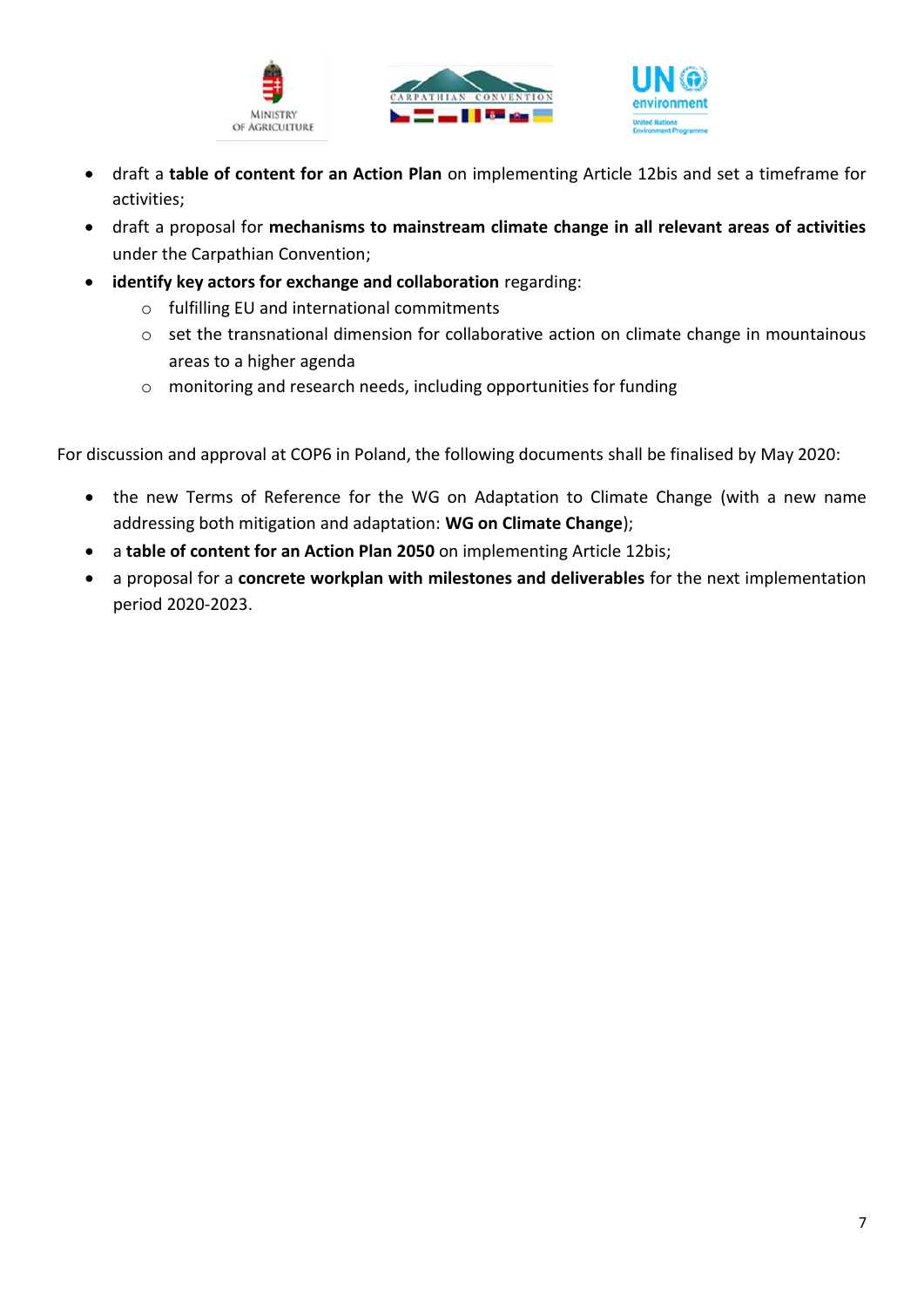- draft a **table of content for an Action Plan** on implementing Article 12bis and set a timeframe for activities;
- draft a proposal for **mechanisms to mainstream climate change in all relevant areas of activities** under the Carpathian Convention;
- **identify key actors for exchange and collaboration** regarding:
  - fulfilling EU and international commitments
  - set the transnational dimension for collaborative action on climate change in mountainous areas to a higher agenda
  - monitoring and research needs, including opportunities for funding

For discussion and approval at COP6 in Poland, the following documents shall be finalised by May 2020:

- the new Terms of Reference for the WG on Adaptation to Climate Change (with a new name addressing both mitigation and adaptation: **WG on Climate Change**);
- a **table of content for an Action Plan 2050** on implementing Article 12bis;
- a proposal for a **concrete workplan with milestones and deliverables** for the next implementation period 2020-2023.